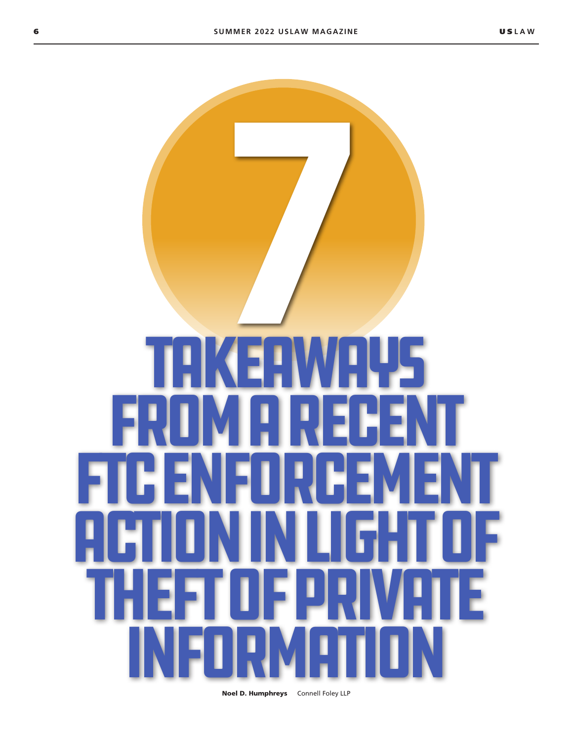# 7 Takeaways from a Recent FTC Enforcement Action in Light of Theft of Private Information

**Noel D. Humphreys** Connell Foley LLP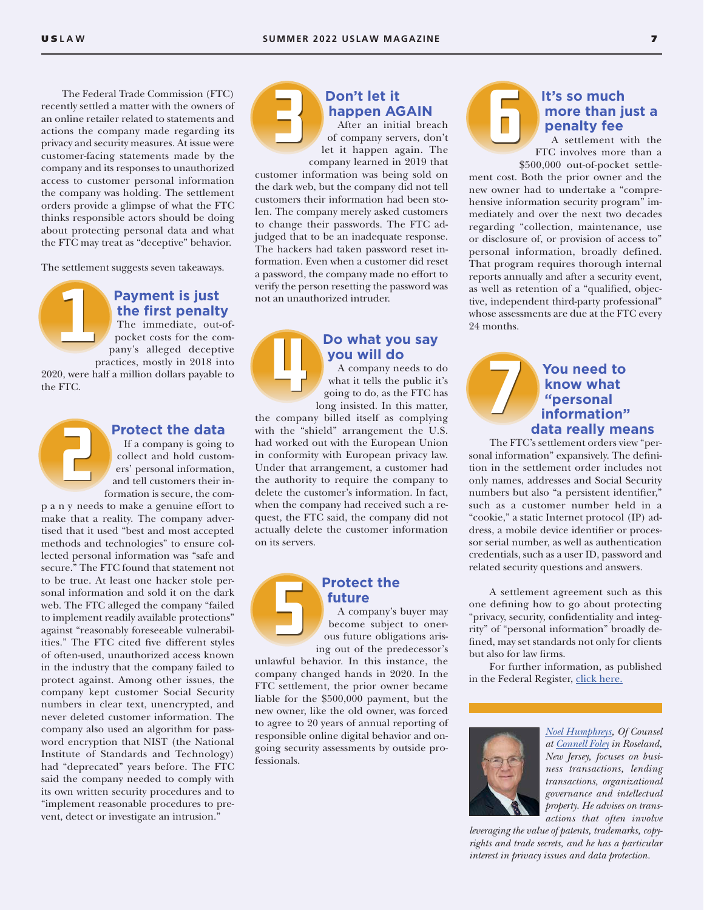The Federal Trade Commission (FTC) recently settled a matter with the owners of an online retailer related to statements and actions the company made regarding its privacy and security measures. At issue were customer-facing statements made by the company and its responses to unauthorized access to customer personal information the company was holding. The settlement orders provide a glimpse of what the FTC thinks responsible actors should be doing about protecting personal data and what the FTC may treat as "deceptive" behavior.

The settlement suggests seven takeaways.

## 1 Payment is just the first penalty

The immediate, out-of-pocket costs for the company's alleged deceptive practices, mostly in 2018 into 2020, were half a million dollars payable to the FTC.

## 2 Protect the data

If a company is going to collect and hold customers' personal information, and tell customers their information is secure, the company needs to make a genuine effort to make that a reality. The company advertised that it used "best and most accepted methods and technologies" to ensure collected personal information was "safe and secure." The FTC found that statement not to be true. At least one hacker stole personal information and sold it on the dark web. The FTC alleged the company "failed to implement readily available protections" against "reasonably foreseeable vulnerabilities." The FTC cited five different styles of often-used, unauthorized access known in the industry that the company failed to protect against. Among other issues, the company kept customer Social Security numbers in clear text, unencrypted, and never deleted customer information. The company also used an algorithm for password encryption that NIST (the National Institute of Standards and Technology) had "deprecated" years before. The FTC said the company needed to comply with its own written security procedures and to "implement reasonable procedures to prevent, detect or investigate an intrusion."

## 3 Don't let it happen AGAIN

After an initial breach of company servers, don't let it happen again. The company learned in 2019 that customer information was being sold on the dark web, but the company did not tell customers their information had been stolen. The company merely asked customers to change their passwords. The FTC adjudged that to be an inadequate response. The hackers had taken password reset information. Even when a customer did reset a password, the company made no effort to verify the person resetting the password was not an unauthorized intruder.

## 4 Do what you say you will do

A company needs to do what it tells the public it's going to do, as the FTC has long insisted. In this matter, the company billed itself as complying with the "shield" arrangement the U.S. had worked out with the European Union in conformity with European privacy law. Under that arrangement, a customer had the authority to require the company to delete the customer's information. In fact, when the company had received such a request, the FTC said, the company did not actually delete the customer information on its servers.

## 5 Protect the future

A company's buyer may become subject to onerous future obligations arising out of the predecessor's unlawful behavior. In this instance, the company changed hands in 2020. In the FTC settlement, the prior owner became liable for the $500,000 payment, but the new owner, like the old owner, was forced to agree to 20 years of annual reporting of responsible online digital behavior and ongoing security assessments by outside professionals.

## 6 It's so much more than just a penalty fee

A settlement with the FTC involves more than a $500,000 out-of-pocket settlement cost. Both the prior owner and the new owner had to undertake a "comprehensive information security program" immediately and over the next two decades regarding "collection, maintenance, use or disclosure of, or provision of access to" personal information, broadly defined. That program requires thorough internal reports annually and after a security event, as well as retention of a "qualified, objective, independent third-party professional" whose assessments are due at the FTC every 24 months.

## 7 You need to know what "personal information" data really means

The FTC's settlement orders view "personal information" expansively. The definition in the settlement order includes not only names, addresses and Social Security numbers but also "a persistent identifier," such as a customer number held in a "cookie," a static Internet protocol (IP) address, a mobile device identifier or processor serial number, as well as authentication credentials, such as a user ID, password and related security questions and answers.

A settlement agreement such as this one defining how to go about protecting "privacy, security, confidentiality and integrity" of "personal information" broadly defined, may set standards not only for clients but also for law firms.

For further information, as published in the Federal Register, [click here.]

*[Noel Humphreys], Of Counsel at [Connell Foley] in Roseland, New Jersey, focuses on business transactions, lending transactions, organizational governance and intellectual property. He advises on transactions that often involve leveraging the value of patents, trademarks, copyrights and trade secrets, and he has a particular interest in privacy issues and data protection.*